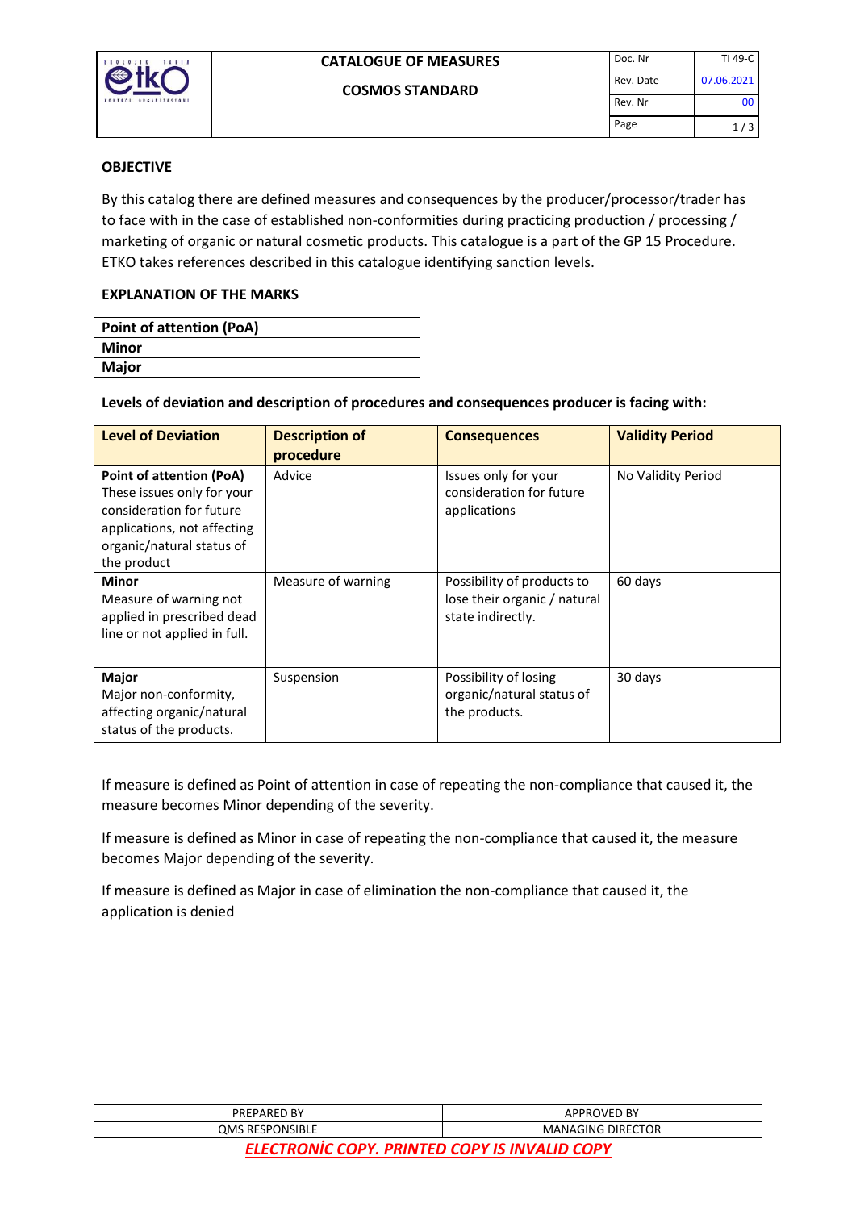# CATALOGUE OF MEASURES

## COSMOS STANDARD

| Doc. Nr | TI 49-C |
|---|---|
| Rev. Date | 07.06.2021 |
| Rev. Nr | 00 |

### OBJECTIVE

By this catalog there are defined measures and consequences by the producer/processor/trader has to face with in the case of established non-conformities during practicing production / processing / marketing of organic or natural cosmetic products. This catalogue is a part of the GP 15 Procedure. ETKO takes references described in this catalogue identifying sanction levels.

### EXPLANATION OF THE MARKS

| Point of attention (PoA) |
|---|
| Minor |
| Major |

**Levels of deviation and description of procedures and consequences producer is facing with:**

| Level of Deviation | Description of procedure | Consequences | Validity Period |
|---|---|---|---|
| **Point of attention (PoA)** These issues only for your consideration for future applications, not affecting organic/natural status of the product | Advice | Issues only for your consideration for future applications | No Validity Period |
| **Minor** Measure of warning not applied in prescribed dead line or not applied in full. | Measure of warning | Possibility of products to lose their organic / natural state indirectly. | 60 days |
| **Major** Major non-conformity, affecting organic/natural status of the products. | Suspension | Possibility of losing organic/natural status of the products. | 30 days |

If measure is defined as Point of attention in case of repeating the non-compliance that caused it, the measure becomes Minor depending of the severity.

If measure is defined as Minor in case of repeating the non-compliance that caused it, the measure becomes Major depending of the severity.

If measure is defined as Major in case of elimination the non-compliance that caused it, the application is denied

| PREPARED BY | APPROVED BY |
|---|---|
| QMS RESPONSIBLE | MANAGING DIRECTOR |

***ELECTRONİC COPY. PRINTED COPY IS INVALID COPY***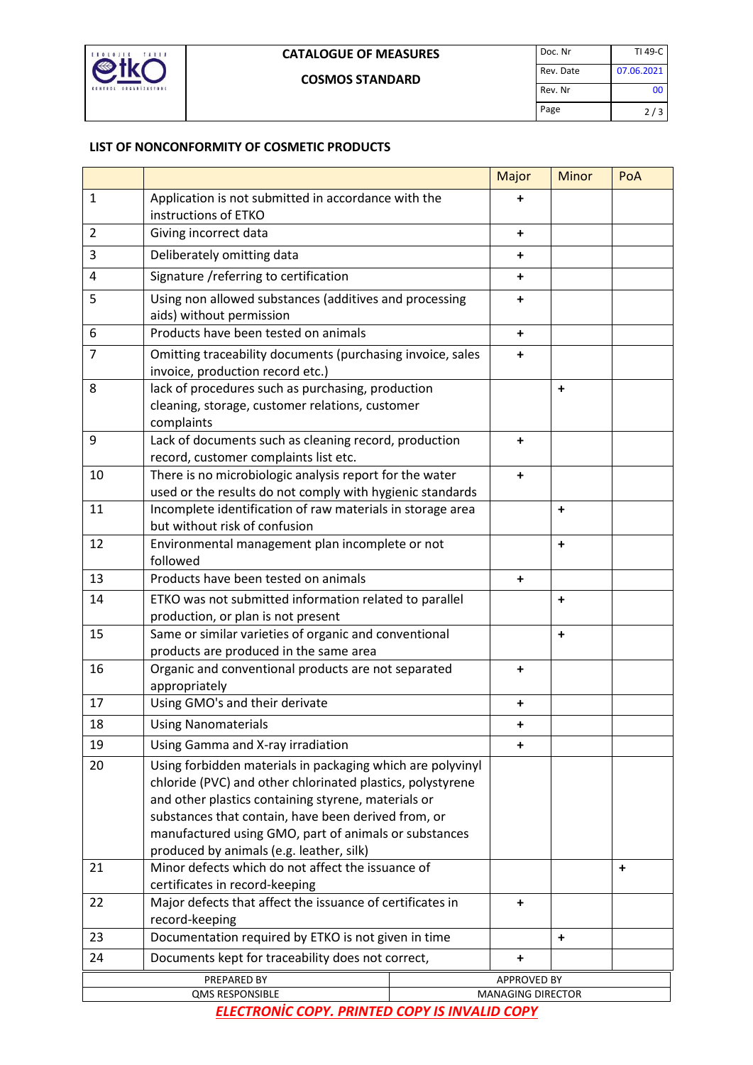### LIST OF NONCONFORMITY OF COSMETIC PRODUCTS

| | | Major | Minor | PoA |
|---|---|---|---|---|
| 1 | Application is not submitted in accordance with the instructions of ETKO | + | | |
| 2 | Giving incorrect data | + | | |
| 3 | Deliberately omitting data | + | | |
| 4 | Signature /referring to certification | + | | |
| 5 | Using non allowed substances (additives and processing aids) without permission | + | | |
| 6 | Products have been tested on animals | + | | |
| 7 | Omitting traceability documents (purchasing invoice, sales invoice, production record etc.) | + | | |
| 8 | lack of procedures such as purchasing, production cleaning, storage, customer relations, customer complaints | | + | |
| 9 | Lack of documents such as cleaning record, production record, customer complaints list etc. | + | | |
| 10 | There is no microbiologic analysis report for the water used or the results do not comply with hygienic standards | + | | |
| 11 | Incomplete identification of raw materials in storage area but without risk of confusion | | + | |
| 12 | Environmental management plan incomplete or not followed | | + | |
| 13 | Products have been tested on animals | + | | |
| 14 | ETKO was not submitted information related to parallel production, or plan is not present | | + | |
| 15 | Same or similar varieties of organic and conventional products are produced in the same area | | + | |
| 16 | Organic and conventional products are not separated appropriately | + | | |
| 17 | Using GMO's and their derivate | + | | |
| 18 | Using Nanomaterials | + | | |
| 19 | Using Gamma and X-ray irradiation | + | | |
| 20 | Using forbidden materials in packaging which are polyvinyl chloride (PVC) and other chlorinated plastics, polystyrene and other plastics containing styrene, materials or substances that contain, have been derived from, or manufactured using GMO, part of animals or substances produced by animals (e.g. leather, silk) | | | |
| 21 | Minor defects which do not affect the issuance of certificates in record-keeping | | | + |
| 22 | Major defects that affect the issuance of certificates in record-keeping | + | | |
| 23 | Documentation required by ETKO is not given in time | | + | |
| 24 | Documents kept for traceability does not correct, | + | | |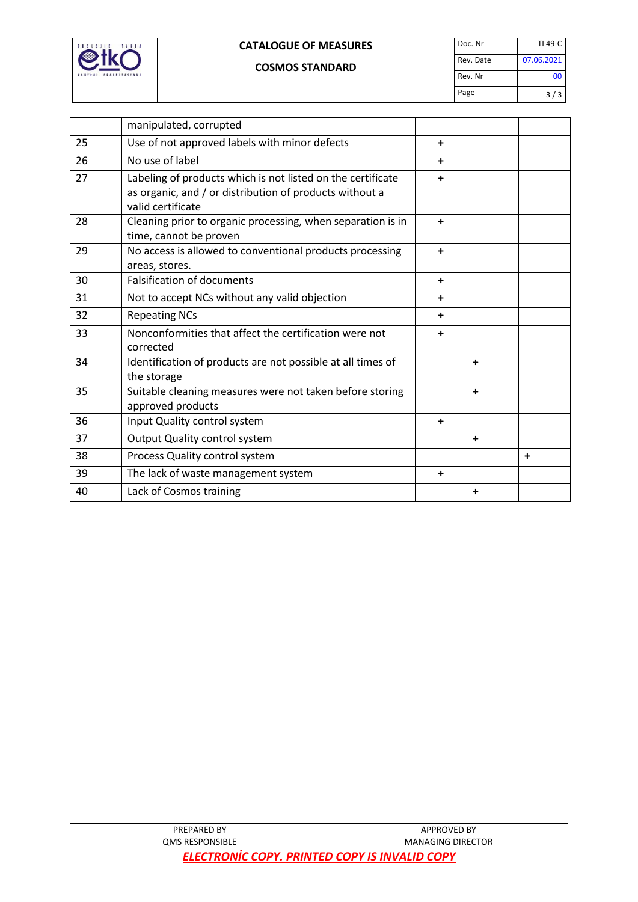| | | | | |
|---|---|---|---|---|
| | manipulated, corrupted | | | |
| 25 | Use of not approved labels with minor defects | + | | |
| 26 | No use of label | + | | |
| 27 | Labeling of products which is not listed on the certificate as organic, and / or distribution of products without a valid certificate | + | | |
| 28 | Cleaning prior to organic processing, when separation is in time, cannot be proven | + | | |
| 29 | No access is allowed to conventional products processing areas, stores. | + | | |
| 30 | Falsification of documents | + | | |
| 31 | Not to accept NCs without any valid objection | + | | |
| 32 | Repeating NCs | + | | |
| 33 | Nonconformities that affect the certification were not corrected | + | | |
| 34 | Identification of products are not possible at all times of the storage | | + | |
| 35 | Suitable cleaning measures were not taken before storing approved products | | + | |
| 36 | Input Quality control system | + | | |
| 37 | Output Quality control system | | + | |
| 38 | Process Quality control system | | | + |
| 39 | The lack of waste management system | + | | |
| 40 | Lack of Cosmos training | | + | |

| PREPARED BY | APPROVED BY |
|---|---|
| QMS RESPONSIBLE | MANAGING DIRECTOR |

***ELECTRONİC COPY. PRINTED COPY IS INVALID COPY***